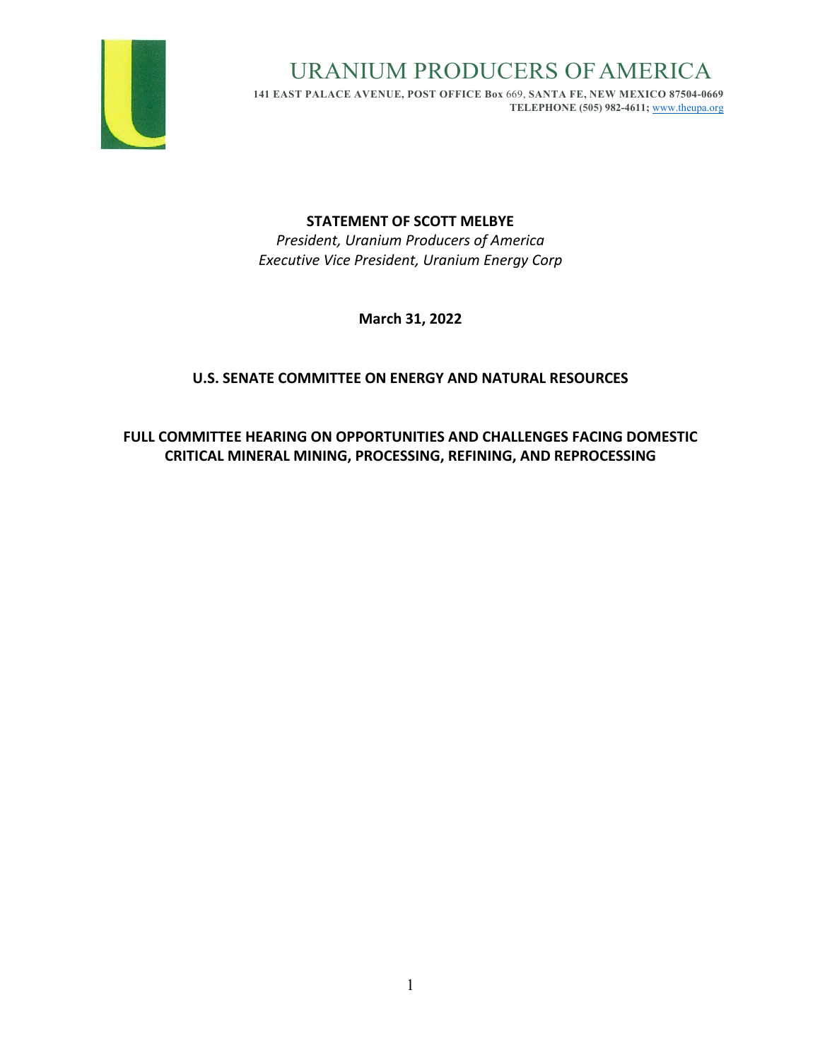# URANIUM PRODUCERS OF AMERICA

**141 EAST PALACE AVENUE, POST OFFICE Box 669, SANTA FE, NEW MEXICO 87504-0669**
**TELEPHONE (505) 982-4611;** www.theupa.org

**STATEMENT OF SCOTT MELBYE**

*President, Uranium Producers of America*
*Executive Vice President, Uranium Energy Corp*

**March 31, 2022**

**U.S. SENATE COMMITTEE ON ENERGY AND NATURAL RESOURCES**

**FULL COMMITTEE HEARING ON OPPORTUNITIES AND CHALLENGES FACING DOMESTIC CRITICAL MINERAL MINING, PROCESSING, REFINING, AND REPROCESSING**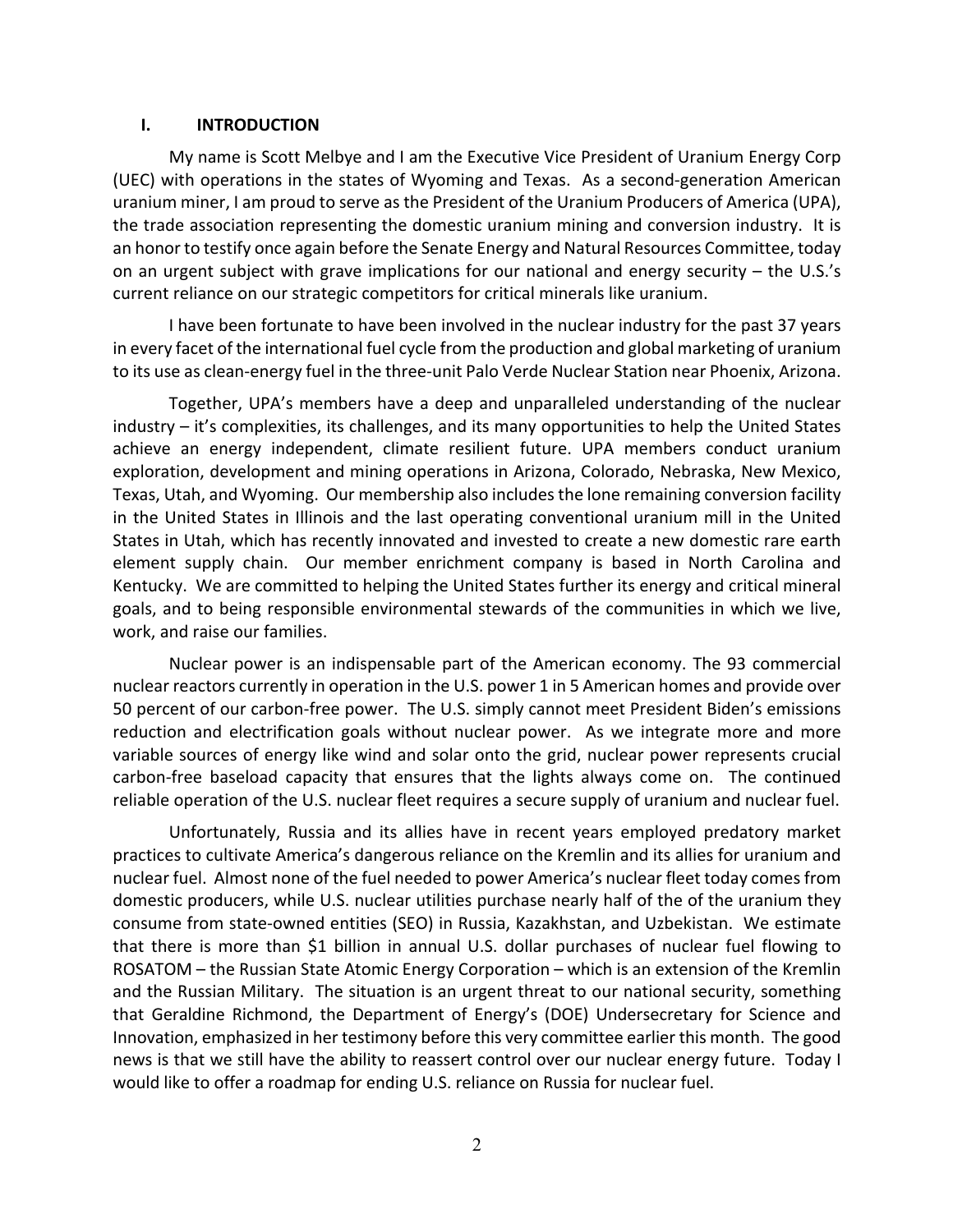## I. INTRODUCTION

My name is Scott Melbye and I am the Executive Vice President of Uranium Energy Corp (UEC) with operations in the states of Wyoming and Texas. As a second-generation American uranium miner, I am proud to serve as the President of the Uranium Producers of America (UPA), the trade association representing the domestic uranium mining and conversion industry. It is an honor to testify once again before the Senate Energy and Natural Resources Committee, today on an urgent subject with grave implications for our national and energy security – the U.S.'s current reliance on our strategic competitors for critical minerals like uranium.

I have been fortunate to have been involved in the nuclear industry for the past 37 years in every facet of the international fuel cycle from the production and global marketing of uranium to its use as clean-energy fuel in the three-unit Palo Verde Nuclear Station near Phoenix, Arizona.

Together, UPA's members have a deep and unparalleled understanding of the nuclear industry – it's complexities, its challenges, and its many opportunities to help the United States achieve an energy independent, climate resilient future. UPA members conduct uranium exploration, development and mining operations in Arizona, Colorado, Nebraska, New Mexico, Texas, Utah, and Wyoming. Our membership also includes the lone remaining conversion facility in the United States in Illinois and the last operating conventional uranium mill in the United States in Utah, which has recently innovated and invested to create a new domestic rare earth element supply chain. Our member enrichment company is based in North Carolina and Kentucky. We are committed to helping the United States further its energy and critical mineral goals, and to being responsible environmental stewards of the communities in which we live, work, and raise our families.

Nuclear power is an indispensable part of the American economy. The 93 commercial nuclear reactors currently in operation in the U.S. power 1 in 5 American homes and provide over 50 percent of our carbon-free power. The U.S. simply cannot meet President Biden's emissions reduction and electrification goals without nuclear power. As we integrate more and more variable sources of energy like wind and solar onto the grid, nuclear power represents crucial carbon-free baseload capacity that ensures that the lights always come on. The continued reliable operation of the U.S. nuclear fleet requires a secure supply of uranium and nuclear fuel.

Unfortunately, Russia and its allies have in recent years employed predatory market practices to cultivate America's dangerous reliance on the Kremlin and its allies for uranium and nuclear fuel. Almost none of the fuel needed to power America's nuclear fleet today comes from domestic producers, while U.S. nuclear utilities purchase nearly half of the of the uranium they consume from state-owned entities (SEO) in Russia, Kazakhstan, and Uzbekistan. We estimate that there is more than $1 billion in annual U.S. dollar purchases of nuclear fuel flowing to ROSATOM – the Russian State Atomic Energy Corporation – which is an extension of the Kremlin and the Russian Military. The situation is an urgent threat to our national security, something that Geraldine Richmond, the Department of Energy's (DOE) Undersecretary for Science and Innovation, emphasized in her testimony before this very committee earlier this month. The good news is that we still have the ability to reassert control over our nuclear energy future. Today I would like to offer a roadmap for ending U.S. reliance on Russia for nuclear fuel.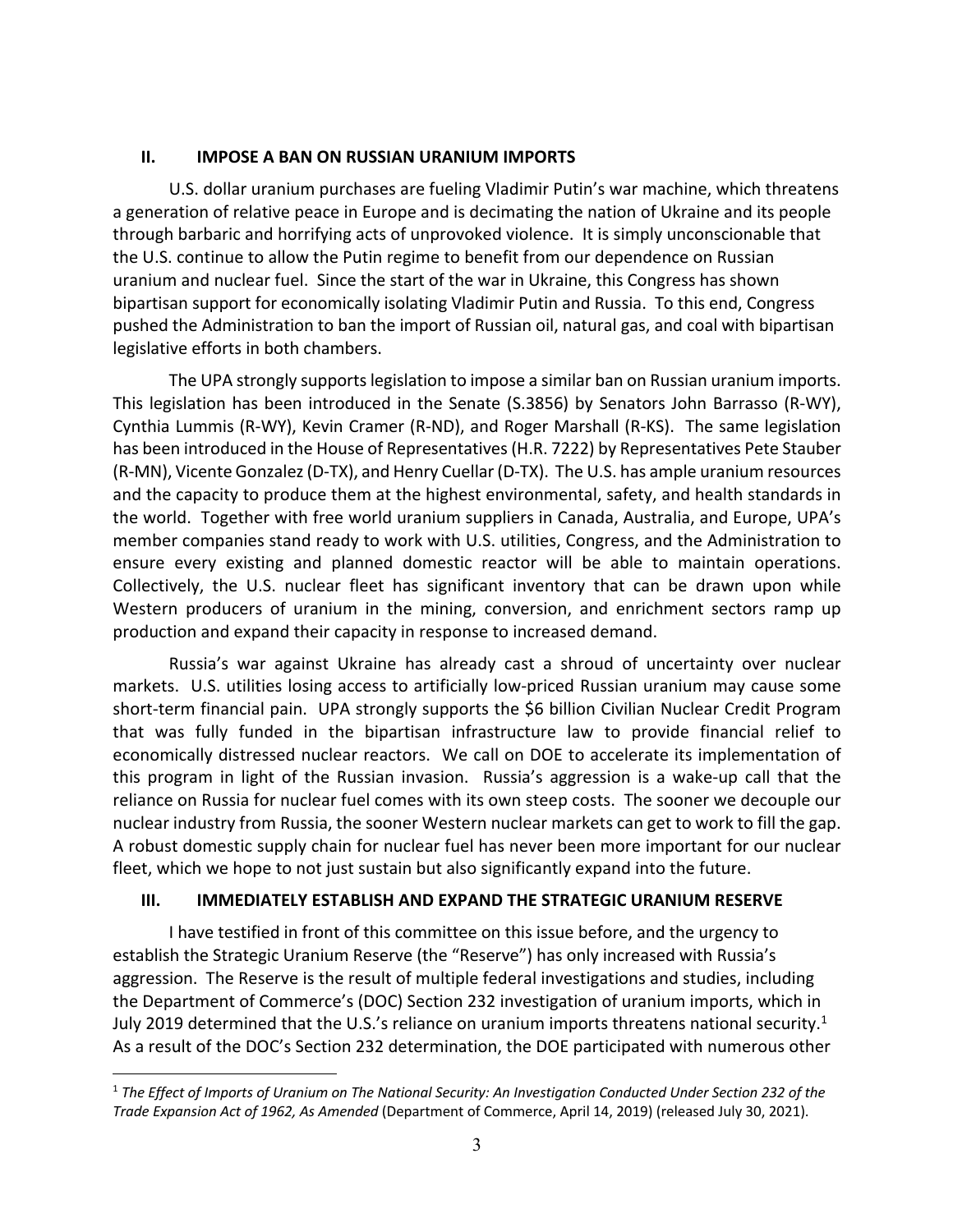## II. IMPOSE A BAN ON RUSSIAN URANIUM IMPORTS

U.S. dollar uranium purchases are fueling Vladimir Putin's war machine, which threatens a generation of relative peace in Europe and is decimating the nation of Ukraine and its people through barbaric and horrifying acts of unprovoked violence. It is simply unconscionable that the U.S. continue to allow the Putin regime to benefit from our dependence on Russian uranium and nuclear fuel. Since the start of the war in Ukraine, this Congress has shown bipartisan support for economically isolating Vladimir Putin and Russia. To this end, Congress pushed the Administration to ban the import of Russian oil, natural gas, and coal with bipartisan legislative efforts in both chambers.

The UPA strongly supports legislation to impose a similar ban on Russian uranium imports. This legislation has been introduced in the Senate (S.3856) by Senators John Barrasso (R-WY), Cynthia Lummis (R-WY), Kevin Cramer (R-ND), and Roger Marshall (R-KS). The same legislation has been introduced in the House of Representatives (H.R. 7222) by Representatives Pete Stauber (R-MN), Vicente Gonzalez (D-TX), and Henry Cuellar (D-TX). The U.S. has ample uranium resources and the capacity to produce them at the highest environmental, safety, and health standards in the world. Together with free world uranium suppliers in Canada, Australia, and Europe, UPA's member companies stand ready to work with U.S. utilities, Congress, and the Administration to ensure every existing and planned domestic reactor will be able to maintain operations. Collectively, the U.S. nuclear fleet has significant inventory that can be drawn upon while Western producers of uranium in the mining, conversion, and enrichment sectors ramp up production and expand their capacity in response to increased demand.

Russia's war against Ukraine has already cast a shroud of uncertainty over nuclear markets. U.S. utilities losing access to artificially low-priced Russian uranium may cause some short-term financial pain. UPA strongly supports the $6 billion Civilian Nuclear Credit Program that was fully funded in the bipartisan infrastructure law to provide financial relief to economically distressed nuclear reactors. We call on DOE to accelerate its implementation of this program in light of the Russian invasion. Russia's aggression is a wake-up call that the reliance on Russia for nuclear fuel comes with its own steep costs. The sooner we decouple our nuclear industry from Russia, the sooner Western nuclear markets can get to work to fill the gap. A robust domestic supply chain for nuclear fuel has never been more important for our nuclear fleet, which we hope to not just sustain but also significantly expand into the future.

## III. IMMEDIATELY ESTABLISH AND EXPAND THE STRATEGIC URANIUM RESERVE

I have testified in front of this committee on this issue before, and the urgency to establish the Strategic Uranium Reserve (the "Reserve") has only increased with Russia's aggression. The Reserve is the result of multiple federal investigations and studies, including the Department of Commerce's (DOC) Section 232 investigation of uranium imports, which in July 2019 determined that the U.S.'s reliance on uranium imports threatens national security.[1] As a result of the DOC's Section 232 determination, the DOE participated with numerous other

[1] *The Effect of Imports of Uranium on The National Security: An Investigation Conducted Under Section 232 of the Trade Expansion Act of 1962, As Amended* (Department of Commerce, April 14, 2019) (released July 30, 2021).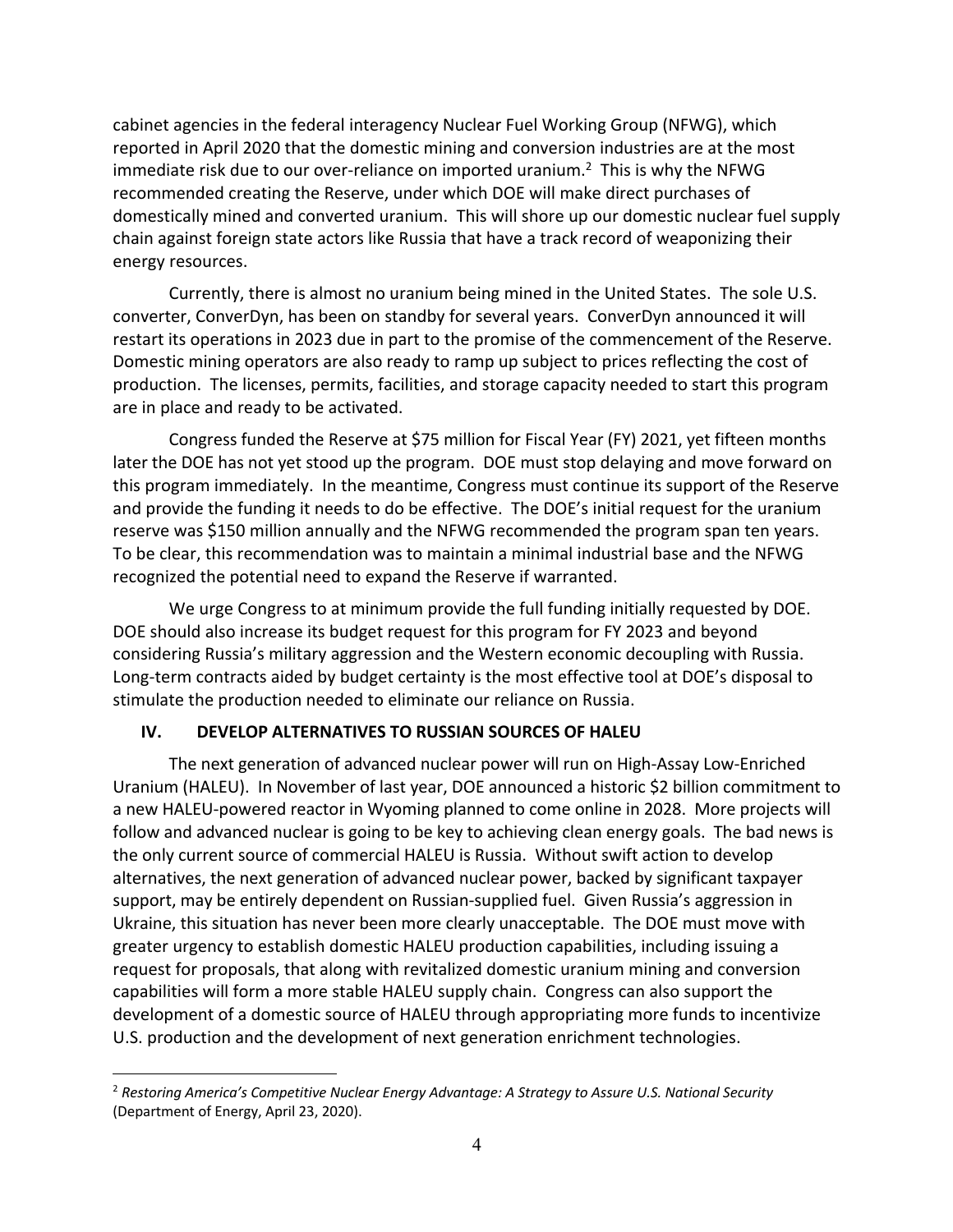cabinet agencies in the federal interagency Nuclear Fuel Working Group (NFWG), which reported in April 2020 that the domestic mining and conversion industries are at the most immediate risk due to our over-reliance on imported uranium.[2] This is why the NFWG recommended creating the Reserve, under which DOE will make direct purchases of domestically mined and converted uranium. This will shore up our domestic nuclear fuel supply chain against foreign state actors like Russia that have a track record of weaponizing their energy resources.

Currently, there is almost no uranium being mined in the United States. The sole U.S. converter, ConverDyn, has been on standby for several years. ConverDyn announced it will restart its operations in 2023 due in part to the promise of the commencement of the Reserve. Domestic mining operators are also ready to ramp up subject to prices reflecting the cost of production. The licenses, permits, facilities, and storage capacity needed to start this program are in place and ready to be activated.

Congress funded the Reserve at $75 million for Fiscal Year (FY) 2021, yet fifteen months later the DOE has not yet stood up the program. DOE must stop delaying and move forward on this program immediately. In the meantime, Congress must continue its support of the Reserve and provide the funding it needs to do be effective. The DOE's initial request for the uranium reserve was $150 million annually and the NFWG recommended the program span ten years. To be clear, this recommendation was to maintain a minimal industrial base and the NFWG recognized the potential need to expand the Reserve if warranted.

We urge Congress to at minimum provide the full funding initially requested by DOE. DOE should also increase its budget request for this program for FY 2023 and beyond considering Russia's military aggression and the Western economic decoupling with Russia. Long-term contracts aided by budget certainty is the most effective tool at DOE's disposal to stimulate the production needed to eliminate our reliance on Russia.

## IV. DEVELOP ALTERNATIVES TO RUSSIAN SOURCES OF HALEU

The next generation of advanced nuclear power will run on High-Assay Low-Enriched Uranium (HALEU). In November of last year, DOE announced a historic $2 billion commitment to a new HALEU-powered reactor in Wyoming planned to come online in 2028. More projects will follow and advanced nuclear is going to be key to achieving clean energy goals. The bad news is the only current source of commercial HALEU is Russia. Without swift action to develop alternatives, the next generation of advanced nuclear power, backed by significant taxpayer support, may be entirely dependent on Russian-supplied fuel. Given Russia's aggression in Ukraine, this situation has never been more clearly unacceptable. The DOE must move with greater urgency to establish domestic HALEU production capabilities, including issuing a request for proposals, that along with revitalized domestic uranium mining and conversion capabilities will form a more stable HALEU supply chain. Congress can also support the development of a domestic source of HALEU through appropriating more funds to incentivize U.S. production and the development of next generation enrichment technologies.

---

[2] *Restoring America's Competitive Nuclear Energy Advantage: A Strategy to Assure U.S. National Security* (Department of Energy, April 23, 2020).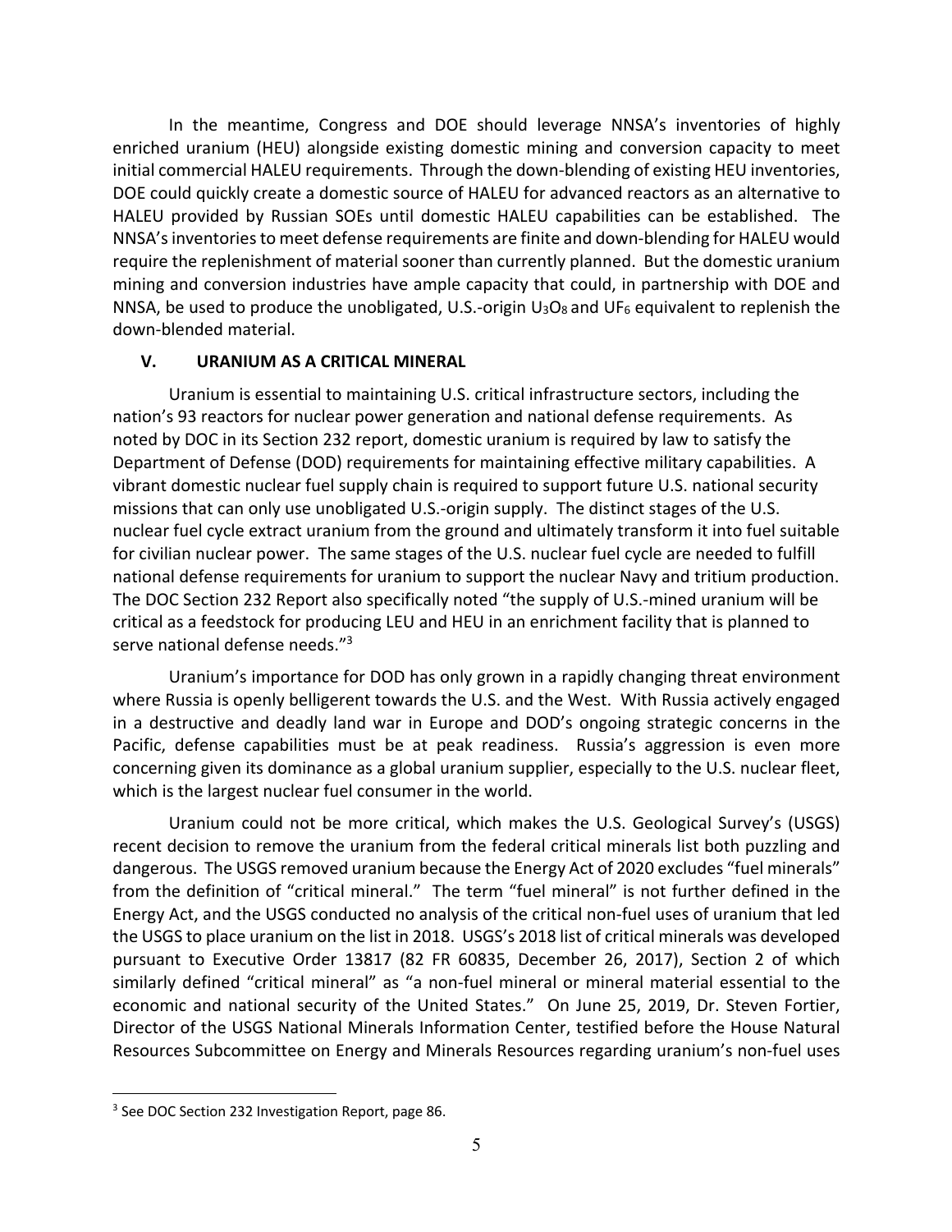In the meantime, Congress and DOE should leverage NNSA's inventories of highly enriched uranium (HEU) alongside existing domestic mining and conversion capacity to meet initial commercial HALEU requirements. Through the down-blending of existing HEU inventories, DOE could quickly create a domestic source of HALEU for advanced reactors as an alternative to HALEU provided by Russian SOEs until domestic HALEU capabilities can be established. The NNSA's inventories to meet defense requirements are finite and down-blending for HALEU would require the replenishment of material sooner than currently planned. But the domestic uranium mining and conversion industries have ample capacity that could, in partnership with DOE and NNSA, be used to produce the unobligated, U.S.-origin $U_3O_8$ and $UF_6$ equivalent to replenish the down-blended material.

## V. URANIUM AS A CRITICAL MINERAL

Uranium is essential to maintaining U.S. critical infrastructure sectors, including the nation's 93 reactors for nuclear power generation and national defense requirements. As noted by DOC in its Section 232 report, domestic uranium is required by law to satisfy the Department of Defense (DOD) requirements for maintaining effective military capabilities. A vibrant domestic nuclear fuel supply chain is required to support future U.S. national security missions that can only use unobligated U.S.-origin supply. The distinct stages of the U.S. nuclear fuel cycle extract uranium from the ground and ultimately transform it into fuel suitable for civilian nuclear power. The same stages of the U.S. nuclear fuel cycle are needed to fulfill national defense requirements for uranium to support the nuclear Navy and tritium production. The DOC Section 232 Report also specifically noted "the supply of U.S.-mined uranium will be critical as a feedstock for producing LEU and HEU in an enrichment facility that is planned to serve national defense needs."[3]

Uranium's importance for DOD has only grown in a rapidly changing threat environment where Russia is openly belligerent towards the U.S. and the West. With Russia actively engaged in a destructive and deadly land war in Europe and DOD's ongoing strategic concerns in the Pacific, defense capabilities must be at peak readiness. Russia's aggression is even more concerning given its dominance as a global uranium supplier, especially to the U.S. nuclear fleet, which is the largest nuclear fuel consumer in the world.

Uranium could not be more critical, which makes the U.S. Geological Survey's (USGS) recent decision to remove the uranium from the federal critical minerals list both puzzling and dangerous. The USGS removed uranium because the Energy Act of 2020 excludes "fuel minerals" from the definition of "critical mineral." The term "fuel mineral" is not further defined in the Energy Act, and the USGS conducted no analysis of the critical non-fuel uses of uranium that led the USGS to place uranium on the list in 2018. USGS's 2018 list of critical minerals was developed pursuant to Executive Order 13817 (82 FR 60835, December 26, 2017), Section 2 of which similarly defined "critical mineral" as "a non-fuel mineral or mineral material essential to the economic and national security of the United States." On June 25, 2019, Dr. Steven Fortier, Director of the USGS National Minerals Information Center, testified before the House Natural Resources Subcommittee on Energy and Minerals Resources regarding uranium's non-fuel uses

[3] See DOC Section 232 Investigation Report, page 86.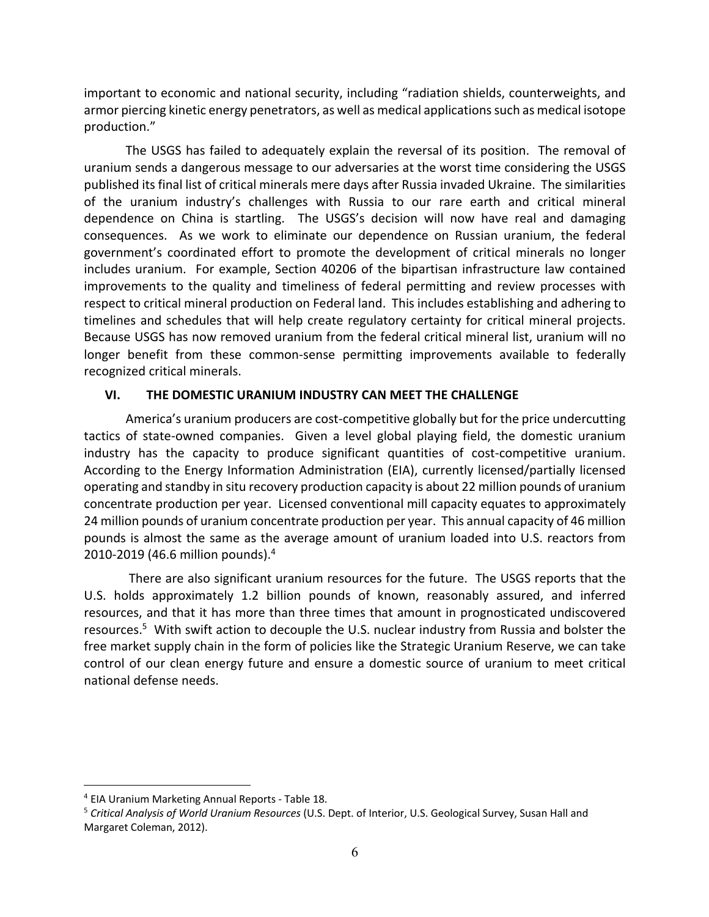important to economic and national security, including "radiation shields, counterweights, and armor piercing kinetic energy penetrators, as well as medical applications such as medical isotope production."

The USGS has failed to adequately explain the reversal of its position. The removal of uranium sends a dangerous message to our adversaries at the worst time considering the USGS published its final list of critical minerals mere days after Russia invaded Ukraine. The similarities of the uranium industry's challenges with Russia to our rare earth and critical mineral dependence on China is startling. The USGS's decision will now have real and damaging consequences. As we work to eliminate our dependence on Russian uranium, the federal government's coordinated effort to promote the development of critical minerals no longer includes uranium. For example, Section 40206 of the bipartisan infrastructure law contained improvements to the quality and timeliness of federal permitting and review processes with respect to critical mineral production on Federal land. This includes establishing and adhering to timelines and schedules that will help create regulatory certainty for critical mineral projects. Because USGS has now removed uranium from the federal critical mineral list, uranium will no longer benefit from these common-sense permitting improvements available to federally recognized critical minerals.

## VI. THE DOMESTIC URANIUM INDUSTRY CAN MEET THE CHALLENGE

America's uranium producers are cost-competitive globally but for the price undercutting tactics of state-owned companies. Given a level global playing field, the domestic uranium industry has the capacity to produce significant quantities of cost-competitive uranium. According to the Energy Information Administration (EIA), currently licensed/partially licensed operating and standby in situ recovery production capacity is about 22 million pounds of uranium concentrate production per year. Licensed conventional mill capacity equates to approximately 24 million pounds of uranium concentrate production per year. This annual capacity of 46 million pounds is almost the same as the average amount of uranium loaded into U.S. reactors from 2010-2019 (46.6 million pounds).[4]

There are also significant uranium resources for the future. The USGS reports that the U.S. holds approximately 1.2 billion pounds of known, reasonably assured, and inferred resources, and that it has more than three times that amount in prognosticated undiscovered resources.[5] With swift action to decouple the U.S. nuclear industry from Russia and bolster the free market supply chain in the form of policies like the Strategic Uranium Reserve, we can take control of our clean energy future and ensure a domestic source of uranium to meet critical national defense needs.

---

[4] EIA Uranium Marketing Annual Reports - Table 18.

[5] *Critical Analysis of World Uranium Resources* (U.S. Dept. of Interior, U.S. Geological Survey, Susan Hall and Margaret Coleman, 2012).